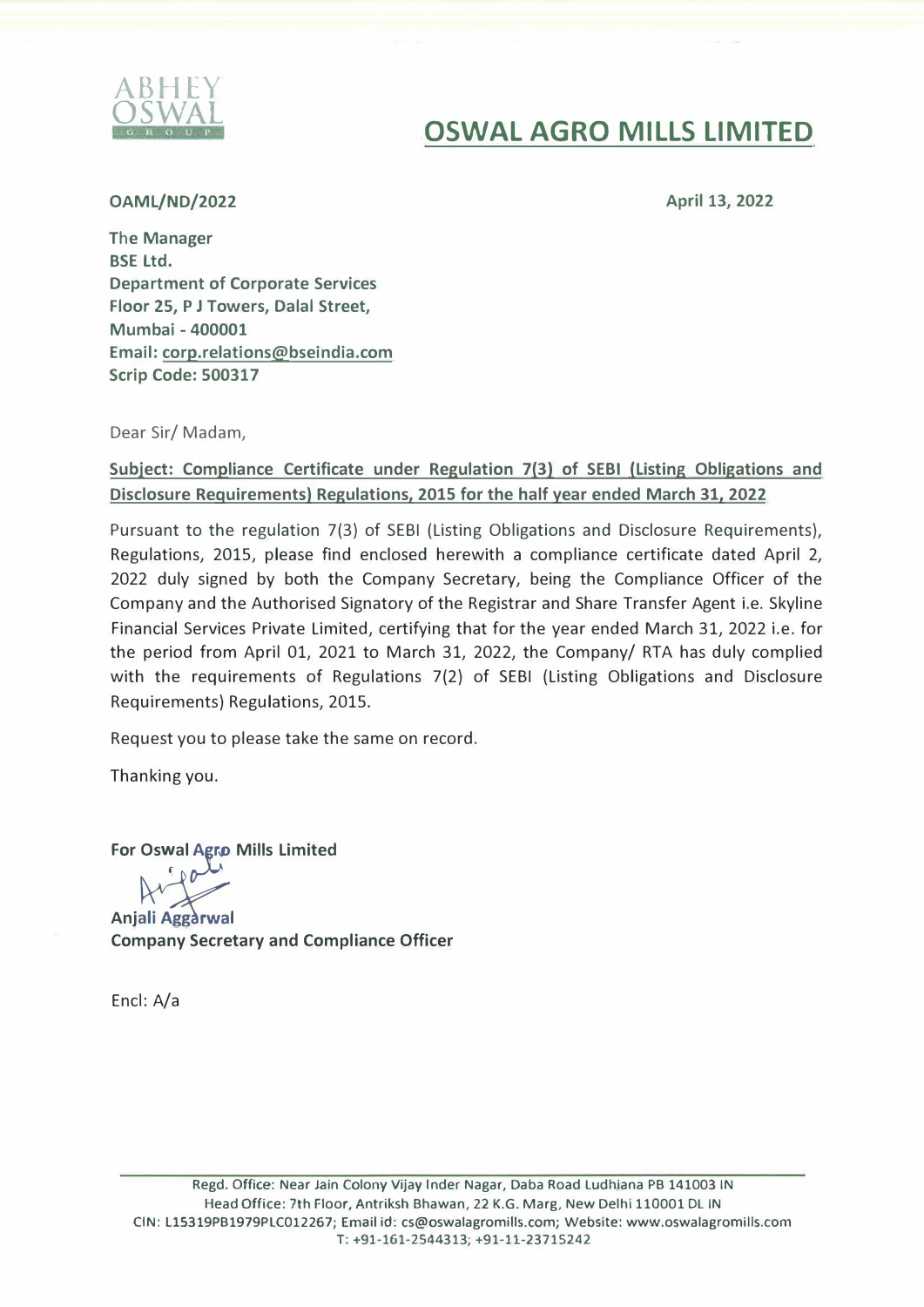ABHEY OSWAL GROUP

# OSWAL AGRO MILLS LIMITED

**OAML/ND/2022**

**April 13, 2022**

**The Manager**
**BSE Ltd.**
**Department of Corporate Services**
**Floor 25, P J Towers, Dalal Street,**
**Mumbai - 400001**
**Email: corp.relations@bseindia.com**
**Scrip Code: 500317**

Dear Sir/ Madam,

**Subject: Compliance Certificate under Regulation 7(3) of SEBI (Listing Obligations and Disclosure Requirements) Regulations, 2015 for the half year ended March 31, 2022**

Pursuant to the regulation 7(3) of SEBI (Listing Obligations and Disclosure Requirements), Regulations, 2015, please find enclosed herewith a compliance certificate dated April 2, 2022 duly signed by both the Company Secretary, being the Compliance Officer of the Company and the Authorised Signatory of the Registrar and Share Transfer Agent i.e. Skyline Financial Services Private Limited, certifying that for the year ended March 31, 2022 i.e. for the period from April 01, 2021 to March 31, 2022, the Company/ RTA has duly complied with the requirements of Regulations 7(2) of SEBI (Listing Obligations and Disclosure Requirements) Regulations, 2015.

Request you to please take the same on record.

Thanking you.

**For Oswal Agro Mills Limited**

**Anjali Aggarwal**
**Company Secretary and Compliance Officer**

Encl: A/a

Regd. Office: Near Jain Colony Vijay Inder Nagar, Daba Road Ludhiana PB 141003 IN
Head Office: 7th Floor, Antriksh Bhawan, 22 K.G. Marg, New Delhi 110001 DL IN
CIN: L15319PB1979PLC012267; Email id: cs@oswalagromills.com; Website: www.oswalagromills.com
T: +91-161-2544313; +91-11-23715242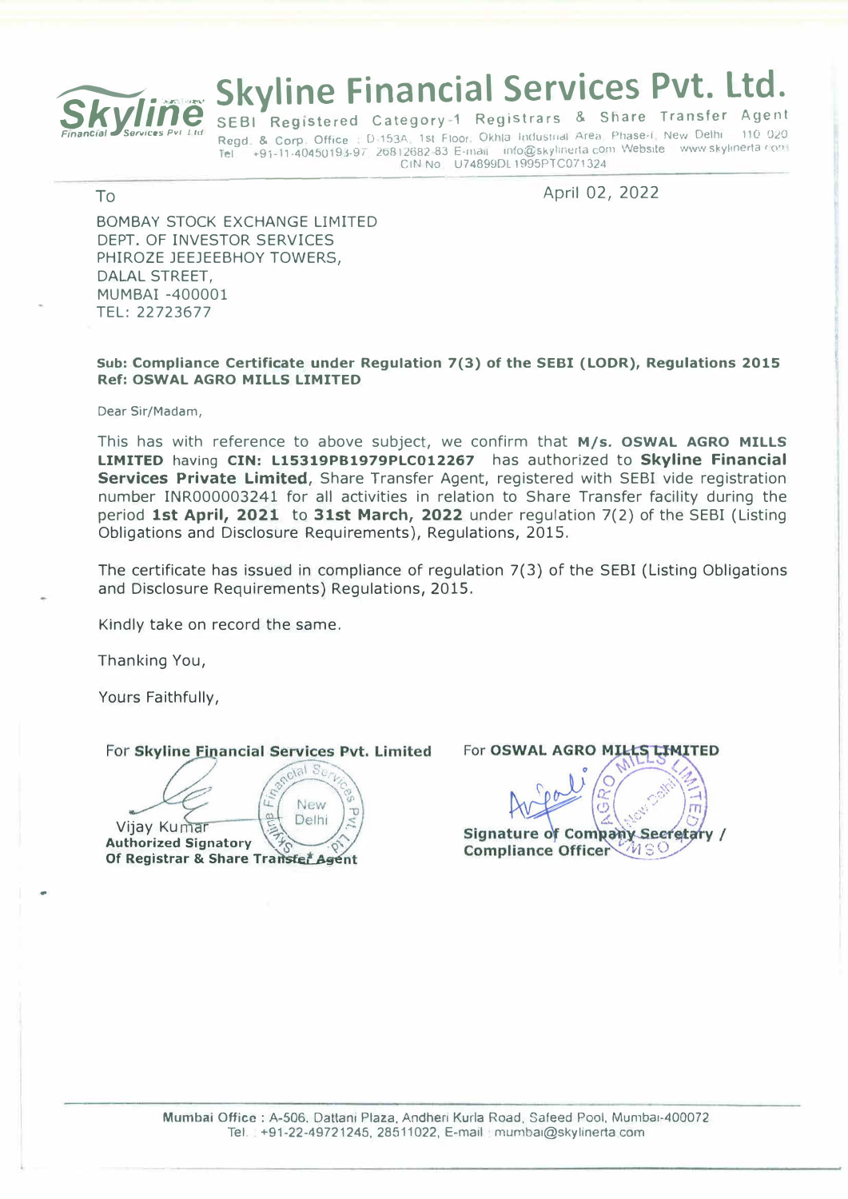# Skyline Financial Services Pvt. Ltd.

SEBI Registered Category-1 Registrars & Share Transfer Agent

Regd. & Corp. Office : D-153A, 1st Floor, Okhla Industrial Area, Phase-I, New Delhi - 110 020
Tel : +91-11-40450193-97, 26812682-83 E-mail : info@skylinerta.com Website : www.skylinerta.com
CIN No : U74899DL1995PTC071324

To

April 02, 2022

BOMBAY STOCK EXCHANGE LIMITED
DEPT. OF INVESTOR SERVICES
PHIROZE JEEJEEBHOY TOWERS,
DALAL STREET,
MUMBAI -400001
TEL: 22723677

**Sub: Compliance Certificate under Regulation 7(3) of the SEBI (LODR), Regulations 2015**
**Ref: OSWAL AGRO MILLS LIMITED**

Dear Sir/Madam,

This has with reference to above subject, we confirm that **M/s. OSWAL AGRO MILLS LIMITED** having **CIN: L15319PB1979PLC012267** has authorized to **Skyline Financial Services Private Limited**, Share Transfer Agent, registered with SEBI vide registration number INR000003241 for all activities in relation to Share Transfer facility during the period **1st April, 2021** to **31st March, 2022** under regulation 7(2) of the SEBI (Listing Obligations and Disclosure Requirements), Regulations, 2015.

The certificate has issued in compliance of regulation 7(3) of the SEBI (Listing Obligations and Disclosure Requirements) Regulations, 2015.

Kindly take on record the same.

Thanking You,

Yours Faithfully,

For **Skyline Financial Services Pvt. Limited**

Vijay Kumar
**Authorized Signatory**
**Of Registrar & Share Transfer Agent**

For **OSWAL AGRO MILLS LIMITED**

**Signature of Company Secretary / Compliance Officer**

Mumbai Office : A-506, Dattani Plaza, Andheri Kurla Road, Safeed Pool, Mumbai-400072
Tel. : +91-22-49721245, 28511022, E-mail : mumbai@skylinerta.com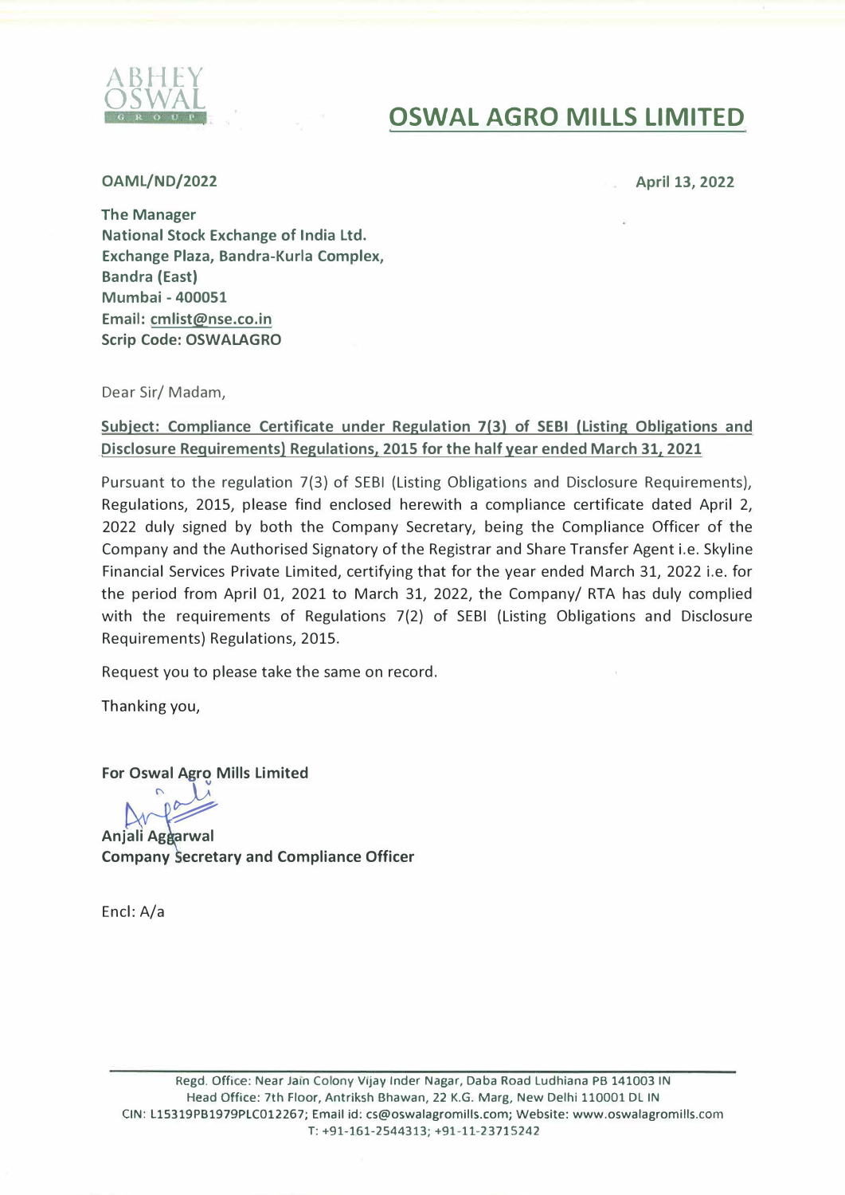ABHEY OSWAL GROUP

# OSWAL AGRO MILLS LIMITED

**OAML/ND/2022**

**April 13, 2022**

**The Manager**
**National Stock Exchange of India Ltd.**
**Exchange Plaza, Bandra-Kurla Complex,**
**Bandra (East)**
**Mumbai - 400051**
**Email: cmlist@nse.co.in**
**Scrip Code: OSWALAGRO**

Dear Sir/ Madam,

**Subject: Compliance Certificate under Regulation 7(3) of SEBI (Listing Obligations and Disclosure Requirements) Regulations, 2015 for the half year ended March 31, 2021**

Pursuant to the regulation 7(3) of SEBI (Listing Obligations and Disclosure Requirements), Regulations, 2015, please find enclosed herewith a compliance certificate dated April 2, 2022 duly signed by both the Company Secretary, being the Compliance Officer of the Company and the Authorised Signatory of the Registrar and Share Transfer Agent i.e. Skyline Financial Services Private Limited, certifying that for the year ended March 31, 2022 i.e. for the period from April 01, 2021 to March 31, 2022, the Company/ RTA has duly complied with the requirements of Regulations 7(2) of SEBI (Listing Obligations and Disclosure Requirements) Regulations, 2015.

Request you to please take the same on record.

Thanking you,

**For Oswal Agro Mills Limited**

**Anjali Aggarwal**
**Company Secretary and Compliance Officer**

Encl: A/a

Regd. Office: Near Jain Colony Vijay Inder Nagar, Daba Road Ludhiana PB 141003 IN
Head Office: 7th Floor, Antriksh Bhawan, 22 K.G. Marg, New Delhi 110001 DL IN
CIN: L15319PB1979PLC012267; Email id: cs@oswalagromills.com; Website: www.oswalagromills.com
T: +91-161-2544313; +91-11-23715242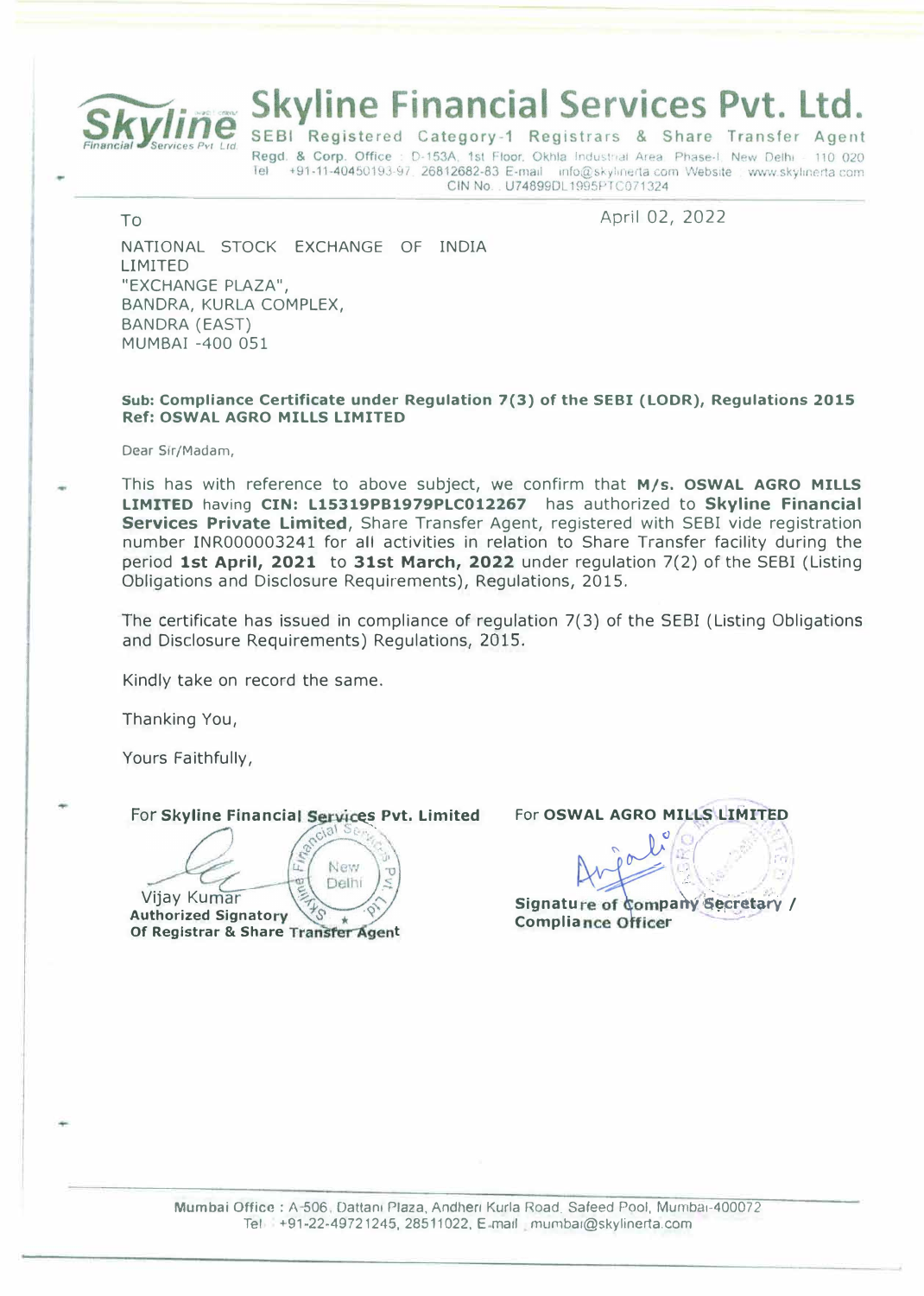# Skyline Financial Services Pvt. Ltd.

SEBI Registered Category-1 Registrars & Share Transfer Agent

Regd. & Corp. Office : D-153A, 1st Floor, Okhla Industrial Area, Phase-I, New Delhi - 110 020
Tel : +91-11-40450193-97, 26812682-83 E-mail : info@skylinerta.com Website : www.skylinerta.com
CIN No. : U74899DL1995PTC071324

---

To

April 02, 2022

NATIONAL STOCK EXCHANGE OF INDIA LIMITED
"EXCHANGE PLAZA",
BANDRA, KURLA COMPLEX,
BANDRA (EAST)
MUMBAI -400 051

**Sub: Compliance Certificate under Regulation 7(3) of the SEBI (LODR), Regulations 2015**
**Ref: OSWAL AGRO MILLS LIMITED**

Dear Sir/Madam,

This has with reference to above subject, we confirm that **M/s. OSWAL AGRO MILLS LIMITED** having **CIN: L15319PB1979PLC012267** has authorized to **Skyline Financial Services Private Limited**, Share Transfer Agent, registered with SEBI vide registration number INR000003241 for all activities in relation to Share Transfer facility during the period **1st April, 2021** to **31st March, 2022** under regulation 7(2) of the SEBI (Listing Obligations and Disclosure Requirements), Regulations, 2015.

The certificate has issued in compliance of regulation 7(3) of the SEBI (Listing Obligations and Disclosure Requirements) Regulations, 2015.

Kindly take on record the same.

Thanking You,

Yours Faithfully,

For **Skyline Financial Services Pvt. Limited**

Vijay Kumar
**Authorized Signatory**
**Of Registrar & Share Transfer Agent**

For **OSWAL AGRO MILLS LIMITED**

**Signature of Company Secretary / Compliance Officer**

---

Mumbai Office : A-506, Dattani Plaza, Andheri Kurla Road, Safeed Pool, Mumbai-400072
Tel : +91-22-49721245, 28511022, E-mail : mumbai@skylinerta.com